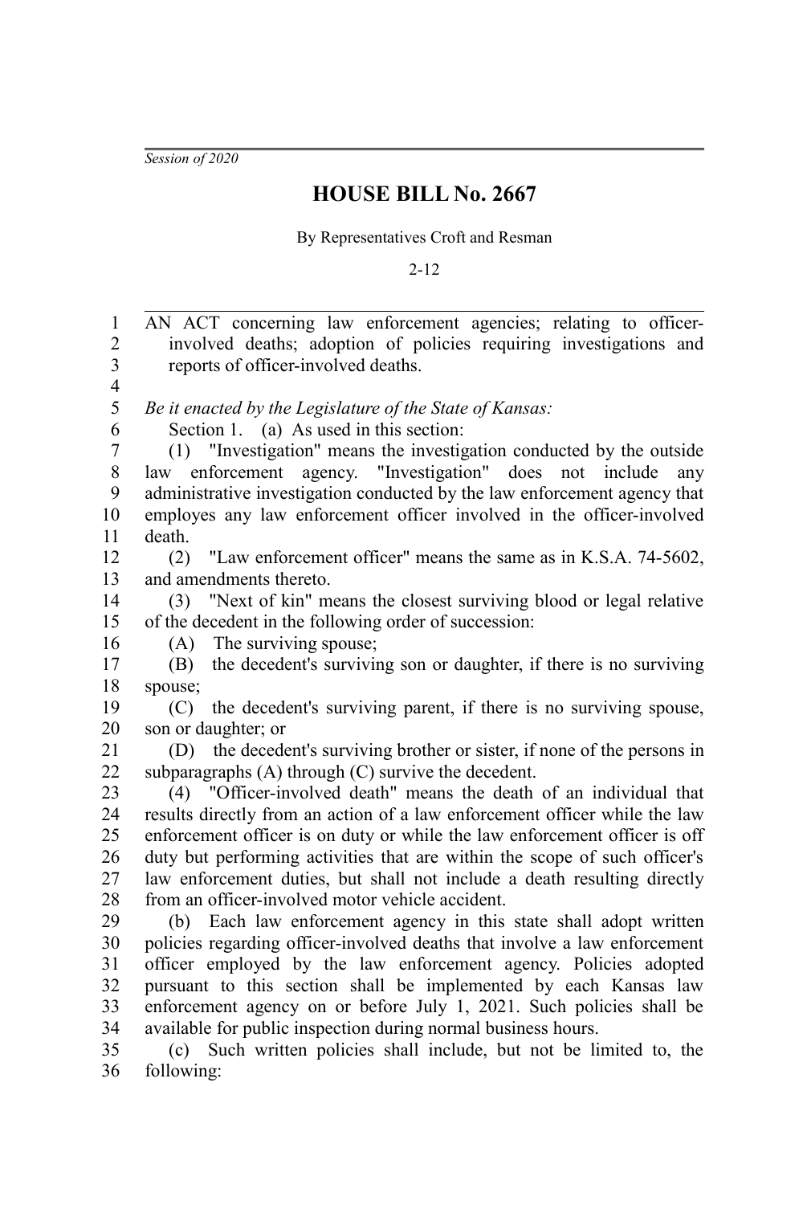*Session of 2020*

# HOUSE BILL No. 2667

By Representatives Croft and Resman

2-12

AN ACT concerning law enforcement agencies; relating to officer-involved deaths; adoption of policies requiring investigations and reports of officer-involved deaths.

*Be it enacted by the Legislature of the State of Kansas:*

Section 1. (a) As used in this section:

(1) "Investigation" means the investigation conducted by the outside law enforcement agency. "Investigation" does not include any administrative investigation conducted by the law enforcement agency that employes any law enforcement officer involved in the officer-involved death.

(2) "Law enforcement officer" means the same as in K.S.A. 74-5602, and amendments thereto.

(3) "Next of kin" means the closest surviving blood or legal relative of the decedent in the following order of succession:

(A) The surviving spouse;

(B) the decedent's surviving son or daughter, if there is no surviving spouse;

(C) the decedent's surviving parent, if there is no surviving spouse, son or daughter; or

(D) the decedent's surviving brother or sister, if none of the persons in subparagraphs (A) through (C) survive the decedent.

(4) "Officer-involved death" means the death of an individual that results directly from an action of a law enforcement officer while the law enforcement officer is on duty or while the law enforcement officer is off duty but performing activities that are within the scope of such officer's law enforcement duties, but shall not include a death resulting directly from an officer-involved motor vehicle accident.

(b) Each law enforcement agency in this state shall adopt written policies regarding officer-involved deaths that involve a law enforcement officer employed by the law enforcement agency. Policies adopted pursuant to this section shall be implemented by each Kansas law enforcement agency on or before July 1, 2021. Such policies shall be available for public inspection during normal business hours.

(c) Such written policies shall include, but not be limited to, the following: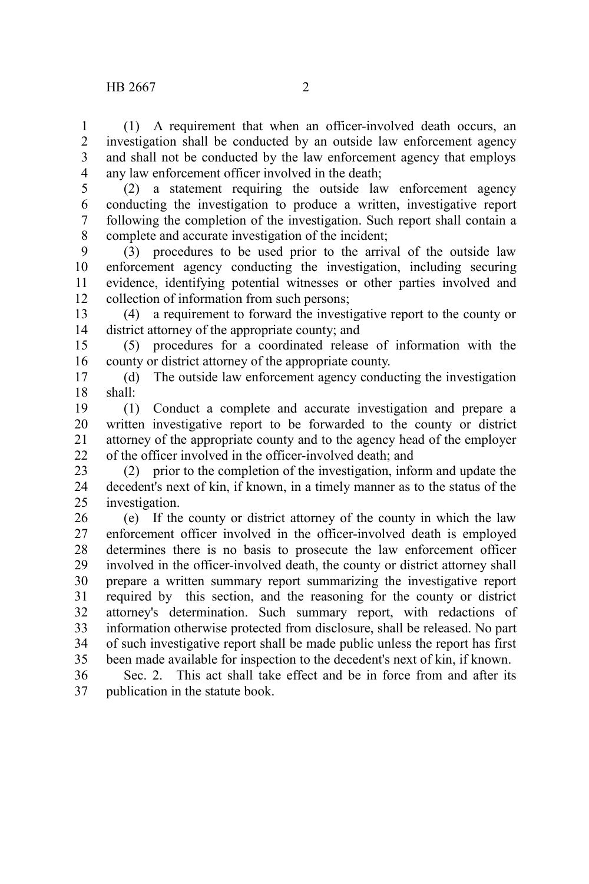(1) A requirement that when an officer-involved death occurs, an investigation shall be conducted by an outside law enforcement agency and shall not be conducted by the law enforcement agency that employs any law enforcement officer involved in the death;

(2) a statement requiring the outside law enforcement agency conducting the investigation to produce a written, investigative report following the completion of the investigation. Such report shall contain a complete and accurate investigation of the incident;

(3) procedures to be used prior to the arrival of the outside law enforcement agency conducting the investigation, including securing evidence, identifying potential witnesses or other parties involved and collection of information from such persons;

(4) a requirement to forward the investigative report to the county or district attorney of the appropriate county; and

(5) procedures for a coordinated release of information with the county or district attorney of the appropriate county.

(d) The outside law enforcement agency conducting the investigation shall:

(1) Conduct a complete and accurate investigation and prepare a written investigative report to be forwarded to the county or district attorney of the appropriate county and to the agency head of the employer of the officer involved in the officer-involved death; and

(2) prior to the completion of the investigation, inform and update the decedent's next of kin, if known, in a timely manner as to the status of the investigation.

(e) If the county or district attorney of the county in which the law enforcement officer involved in the officer-involved death is employed determines there is no basis to prosecute the law enforcement officer involved in the officer-involved death, the county or district attorney shall prepare a written summary report summarizing the investigative report required by this section, and the reasoning for the county or district attorney's determination. Such summary report, with redactions of information otherwise protected from disclosure, shall be released. No part of such investigative report shall be made public unless the report has first been made available for inspection to the decedent's next of kin, if known.

Sec. 2. This act shall take effect and be in force from and after its publication in the statute book.